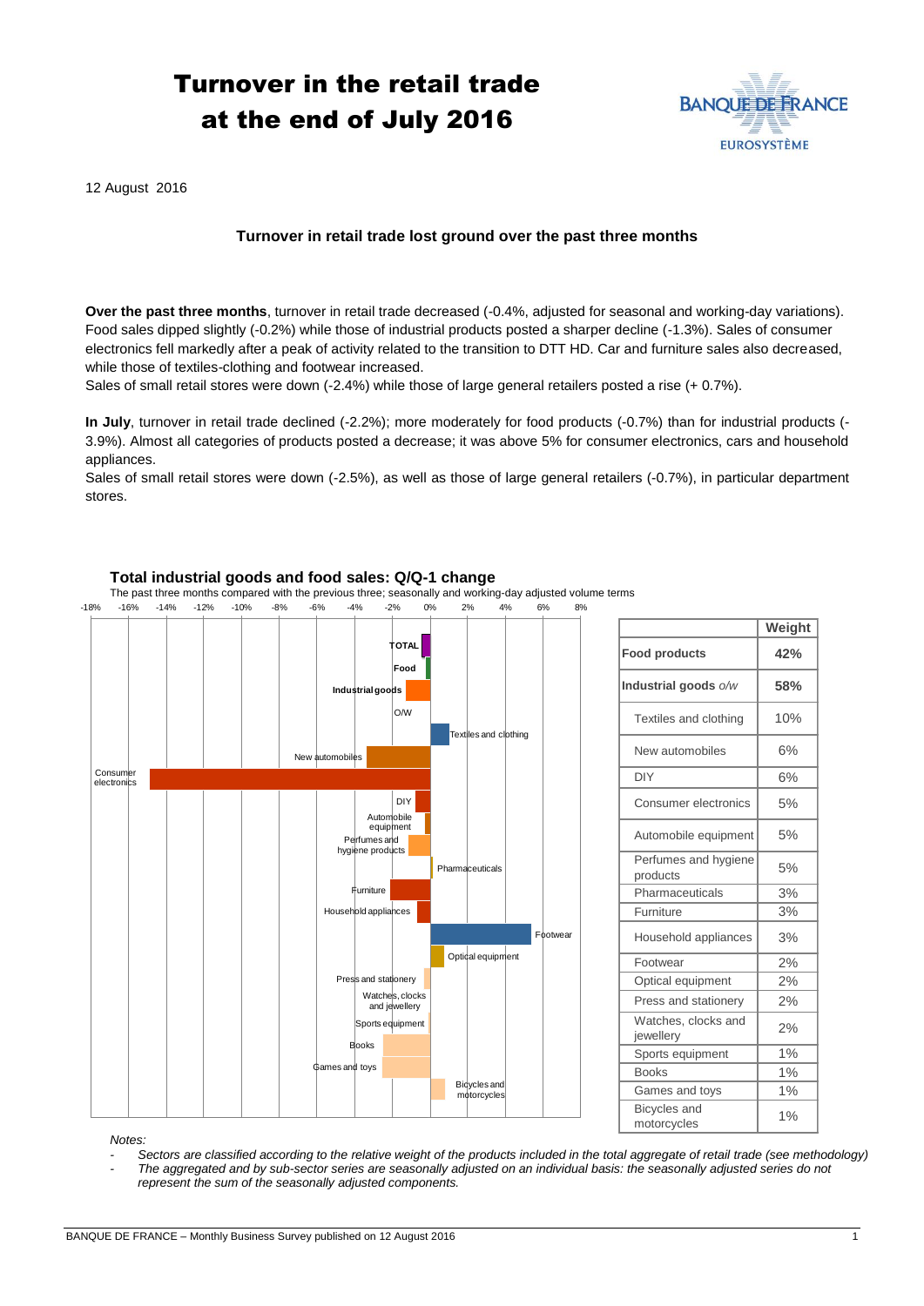# Turnover in the retail trade at the end of July 2016

12 August 2016

**Turnover in retail trade lost ground over the past three months**

**Over the past three months**, turnover in retail trade decreased (-0.4%, adjusted for seasonal and working-day variations). Food sales dipped slightly (-0.2%) while those of industrial products posted a sharper decline (-1.3%). Sales of consumer electronics fell markedly after a peak of activity related to the transition to DTT HD. Car and furniture sales also decreased, while those of textiles-clothing and footwear increased.

Sales of small retail stores were down (-2.4%) while those of large general retailers posted a rise (+ 0.7%).

**In July**, turnover in retail trade declined (-2.2%); more moderately for food products (-0.7%) than for industrial products (-3.9%). Almost all categories of products posted a decrease; it was above 5% for consumer electronics, cars and household appliances.

Sales of small retail stores were down (-2.5%), as well as those of large general retailers (-0.7%), in particular department stores.

**Total industrial goods and food sales: Q/Q-1 change**

The past three months compared with the previous three; seasonally and working-day adjusted volume terms

| | Weight |
|---|---|
| **Food products** | **42%** |
| **Industrial goods** *o/w* | **58%** |
| Textiles and clothing | 10% |
| New automobiles | 6% |
| DIY | 6% |
| Consumer electronics | 5% |
| Automobile equipment | 5% |
| Perfumes and hygiene products | 5% |
| Pharmaceuticals | 3% |
| Furniture | 3% |
| Household appliances | 3% |
| Footwear | 2% |
| Optical equipment | 2% |
| Press and stationery | 2% |
| Watches, clocks and jewellery | 2% |
| Sports equipment | 1% |
| Books | 1% |
| Games and toys | 1% |
| Bicycles and motorcycles | 1% |

*Notes:*

- *Sectors are classified according to the relative weight of the products included in the total aggregate of retail trade (see methodology)*
- *The aggregated and by sub-sector series are seasonally adjusted on an individual basis: the seasonally adjusted series do not represent the sum of the seasonally adjusted components.*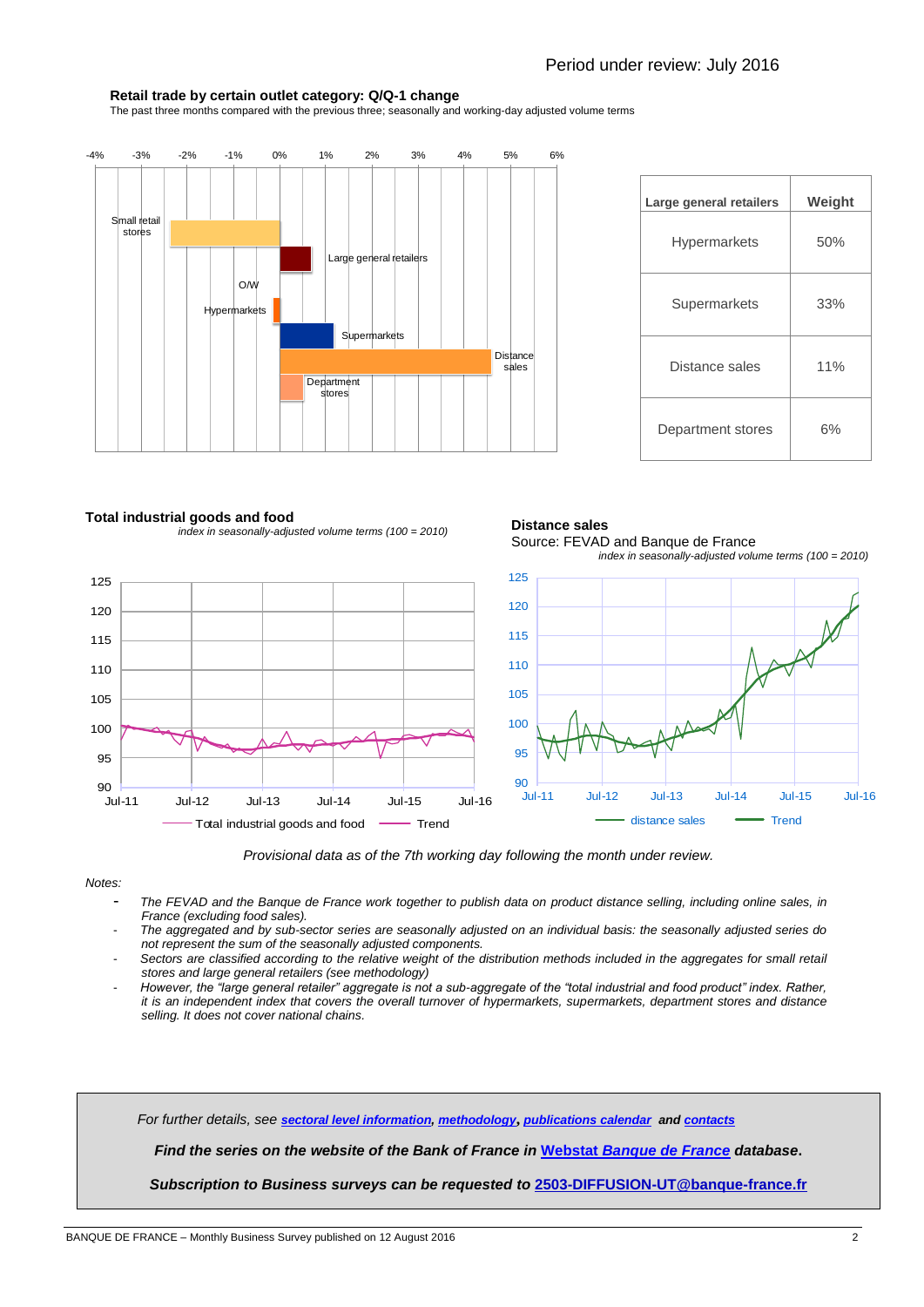Period under review: July 2016

**Retail trade by certain outlet category: Q/Q-1 change**

The past three months compared with the previous three; seasonally and working-day adjusted volume terms

-4% -3% -2% -1% 0% 1% 2% 3% 4% 5% 6%

Small retail stores

Large general retailers

O/W

Hypermarkets

Supermarkets

Distance sales

Department stores

| Large general retailers | Weight |
|---|---|
| Hypermarkets | 50% |
| Supermarkets | 33% |
| Distance sales | 11% |
| Department stores | 6% |

**Total industrial goods and food**

*index in seasonally-adjusted volume terms (100 = 2010)*

125 120 115 110 105 100 95 90

Jul-11 Jul-12 Jul-13 Jul-14 Jul-15 Jul-16

Total industrial goods and food — Trend

**Distance sales**

Source: FEVAD and Banque de France

*index in seasonally-adjusted volume terms (100 = 2010)*

125 120 115 110 105 100 95 90

Jul-11 Jul-12 Jul-13 Jul-14 Jul-15 Jul-16

distance sales — Trend

*Provisional data as of the 7th working day following the month under review.*

*Notes:*

- *The FEVAD and the Banque de France work together to publish data on product distance selling, including online sales, in France (excluding food sales).*
- *The aggregated and by sub-sector series are seasonally adjusted on an individual basis: the seasonally adjusted series do not represent the sum of the seasonally adjusted components.*
- *Sectors are classified according to the relative weight of the distribution methods included in the aggregates for small retail stores and large general retailers (see methodology)*
- *However, the "large general retailer" aggregate is not a sub-aggregate of the "total industrial and food product" index. Rather, it is an independent index that covers the overall turnover of hypermarkets, supermarkets, department stores and distance selling. It does not cover national chains.*

*For further details, see **sectoral level information**, **methodology**, **publications calendar** and **contacts***

***Find the series on the website of the Bank of France in Webstat Banque de France database.***

***Subscription to Business surveys can be requested to 2503-DIFFUSION-UT@banque-france.fr***